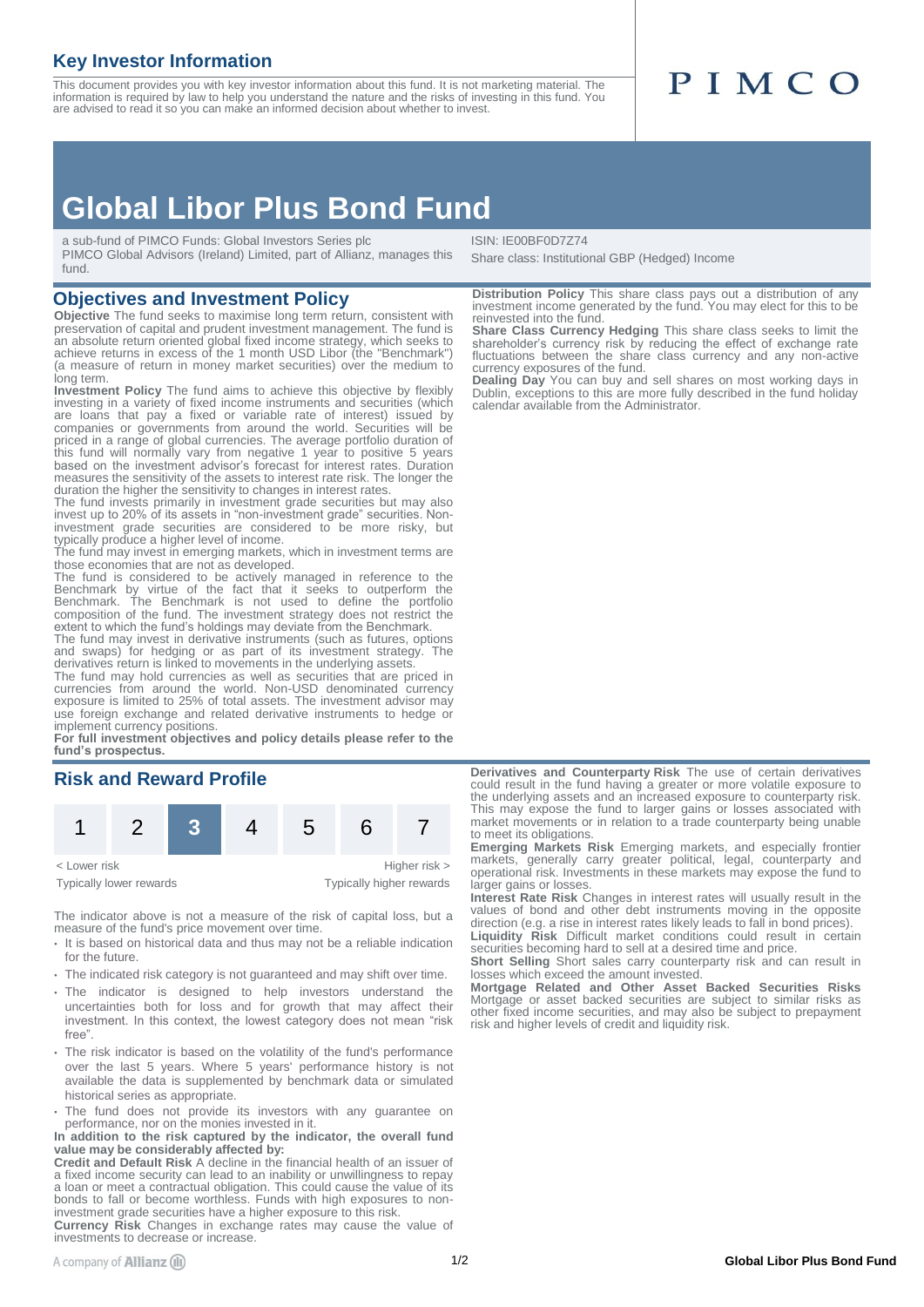## Key Investor Information

This document provides you with key investor information about this fund. It is not marketing material. The information is required by law to help you understand the nature and the risks of investing in this fund. You are advised to read it so you can make an informed decision about whether to invest.

PIMCO

# Global Libor Plus Bond Fund

a sub-fund of PIMCO Funds: Global Investors Series plc
PIMCO Global Advisors (Ireland) Limited, part of Allianz, manages this fund.

ISIN: IE00BF0D7Z74
Share class: Institutional GBP (Hedged) Income

## Objectives and Investment Policy

**Objective** The fund seeks to maximise long term return, consistent with preservation of capital and prudent investment management. The fund is an absolute return oriented global fixed income strategy, which seeks to achieve returns in excess of the 1 month USD Libor (the "Benchmark") (a measure of return in money market securities) over the medium to long term.

**Investment Policy** The fund aims to achieve this objective by flexibly investing in a variety of fixed income instruments and securities (which are loans that pay a fixed or variable rate of interest) issued by companies or governments from around the world. Securities will be priced in a range of global currencies. The average portfolio duration of this fund will normally vary from negative 1 year to positive 5 years based on the investment advisor's forecast for interest rates. Duration measures the sensitivity of the assets to interest rate risk. The longer the duration the higher the sensitivity to changes in interest rates.

The fund invests primarily in investment grade securities but may also invest up to 20% of its assets in "non-investment grade" securities. Non-investment grade securities are considered to be more risky, but typically produce a higher level of income.

The fund may invest in emerging markets, which in investment terms are those economies that are not as developed.

The fund is considered to be actively managed in reference to the Benchmark by virtue of the fact that it seeks to outperform the Benchmark. The Benchmark is not used to define the portfolio composition of the fund. The investment strategy does not restrict the extent to which the fund's holdings may deviate from the Benchmark.

The fund may invest in derivative instruments (such as futures, options and swaps) for hedging or as part of its investment strategy. The derivatives return is linked to movements in the underlying assets.

The fund may hold currencies as well as securities that are priced in currencies from around the world. Non-USD denominated currency exposure is limited to 25% of total assets. The investment advisor may use foreign exchange and related derivative instruments to hedge or implement currency positions.

**For full investment objectives and policy details please refer to the fund's prospectus.**

**Distribution Policy** This share class pays out a distribution of any investment income generated by the fund. You may elect for this to be reinvested into the fund.

**Share Class Currency Hedging** This share class seeks to limit the shareholder's currency risk by reducing the effect of exchange rate fluctuations between the share class currency and any non-active currency exposures of the fund.

**Dealing Day** You can buy and sell shares on most working days in Dublin, exceptions to this are more fully described in the fund holiday calendar available from the Administrator.

## Risk and Reward Profile

| 1 | 2 | **3** | 4 | 5 | 6 | 7 |
|---|---|---|---|---|---|---|

< Lower risk — Higher risk >
Typically lower rewards — Typically higher rewards

The indicator above is not a measure of the risk of capital loss, but a measure of the fund's price movement over time.

- It is based on historical data and thus may not be a reliable indication for the future.
- The indicated risk category is not guaranteed and may shift over time.
- The indicator is designed to help investors understand the uncertainties both for loss and for growth that may affect their investment. In this context, the lowest category does not mean "risk free".
- The risk indicator is based on the volatility of the fund's performance over the last 5 years. Where 5 years' performance history is not available the data is supplemented by benchmark data or simulated historical series as appropriate.
- The fund does not provide its investors with any guarantee on performance, nor on the monies invested in it.

**In addition to the risk captured by the indicator, the overall fund value may be considerably affected by:**

**Credit and Default Risk** A decline in the financial health of an issuer of a fixed income security can lead to an inability or unwillingness to repay a loan or meet a contractual obligation. This could cause the value of its bonds to fall or become worthless. Funds with high exposures to non-investment grade securities have a higher exposure to this risk.

**Currency Risk** Changes in exchange rates may cause the value of investments to decrease or increase.

**Derivatives and Counterparty Risk** The use of certain derivatives could result in the fund having a greater or more volatile exposure to the underlying assets and an increased exposure to counterparty risk. This may expose the fund to larger gains or losses associated with market movements or in relation to a trade counterparty being unable to meet its obligations.

**Emerging Markets Risk** Emerging markets, and especially frontier markets, generally carry greater political, legal, counterparty and operational risk. Investments in these markets may expose the fund to larger gains or losses.

**Interest Rate Risk** Changes in interest rates will usually result in the values of bond and other debt instruments moving in the opposite direction (e.g. a rise in interest rates likely leads to fall in bond prices).

**Liquidity Risk** Difficult market conditions could result in certain securities becoming hard to sell at a desired time and price.

**Short Selling** Short sales carry counterparty risk and can result in losses which exceed the amount invested.

**Mortgage Related and Other Asset Backed Securities Risks** Mortgage or asset backed securities are subject to similar risks as other fixed income securities, and may also be subject to prepayment risk and higher levels of credit and liquidity risk.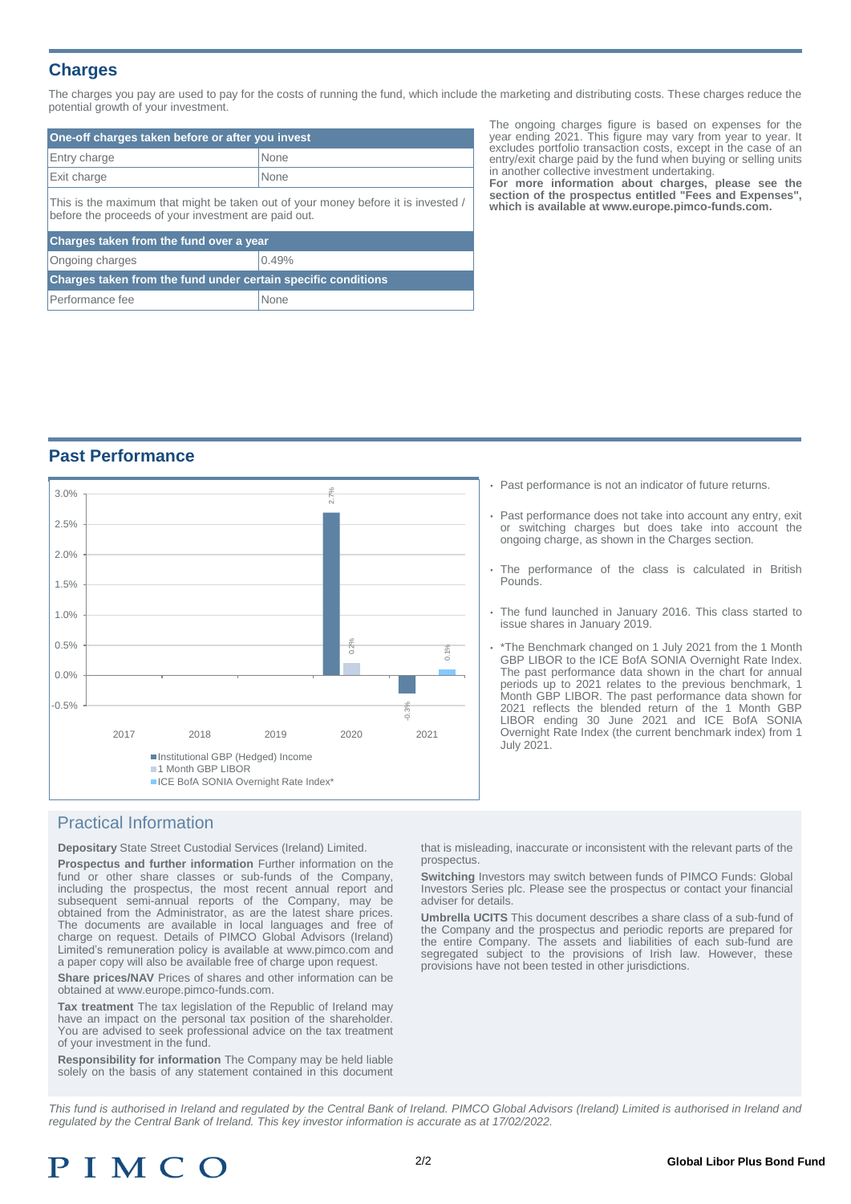## Charges

The charges you pay are used to pay for the costs of running the fund, which include the marketing and distributing costs. These charges reduce the potential growth of your investment.

| One-off charges taken before or after you invest | |
|---|---|
| Entry charge | None |
| Exit charge | None |
| This is the maximum that might be taken out of your money before it is invested / before the proceeds of your investment are paid out. | |
| **Charges taken from the fund over a year** | |
| Ongoing charges | 0.49% |
| **Charges taken from the fund under certain specific conditions** | |
| Performance fee | None |

The ongoing charges figure is based on expenses for the year ending 2021. This figure may vary from year to year. It excludes portfolio transaction costs, except in the case of an entry/exit charge paid by the fund when buying or selling units in another collective investment undertaking.

**For more information about charges, please see the section of the prospectus entitled "Fees and Expenses", which is available at www.europe.pimco-funds.com.**

## Past Performance

3.0%
2.5%
2.0%
1.5%
1.0%
0.5%
0.0%
-0.5%

2017 2018 2019 2020 2021

2.7%
0.2%
-0.3%
0.1%

Institutional GBP (Hedged) Income
1 Month GBP LIBOR
ICE BofA SONIA Overnight Rate Index*

- Past performance is not an indicator of future returns.
- Past performance does not take into account any entry, exit or switching charges but does take into account the ongoing charge, as shown in the Charges section.
- The performance of the class is calculated in British Pounds.
- The fund launched in January 2016. This class started to issue shares in January 2019.
- *The Benchmark changed on 1 July 2021 from the 1 Month GBP LIBOR to the ICE BofA SONIA Overnight Rate Index. The past performance data shown in the chart for annual periods up to 2021 relates to the previous benchmark, 1 Month GBP LIBOR. The past performance data shown for 2021 reflects the blended return of the 1 Month GBP LIBOR ending 30 June 2021 and ICE BofA SONIA Overnight Rate Index (the current benchmark index) from 1 July 2021.

## Practical Information

**Depositary** State Street Custodial Services (Ireland) Limited.

**Prospectus and further information** Further information on the fund or other share classes or sub-funds of the Company, including the prospectus, the most recent annual report and subsequent semi-annual reports of the Company, may be obtained from the Administrator, as are the latest share prices. The documents are available in local languages and free of charge on request. Details of PIMCO Global Advisors (Ireland) Limited's remuneration policy is available at www.pimco.com and a paper copy will also be available free of charge upon request.

**Share prices/NAV** Prices of shares and other information can be obtained at www.europe.pimco-funds.com.

**Tax treatment** The tax legislation of the Republic of Ireland may have an impact on the personal tax position of the shareholder. You are advised to seek professional advice on the tax treatment of your investment in the fund.

**Responsibility for information** The Company may be held liable solely on the basis of any statement contained in this document that is misleading, inaccurate or inconsistent with the relevant parts of the prospectus.

**Switching** Investors may switch between funds of PIMCO Funds: Global Investors Series plc. Please see the prospectus or contact your financial adviser for details.

**Umbrella UCITS** This document describes a share class of a sub-fund of the Company and the prospectus and periodic reports are prepared for the entire Company. The assets and liabilities of each sub-fund are segregated subject to the provisions of Irish law. However, these provisions have not been tested in other jurisdictions.

*This fund is authorised in Ireland and regulated by the Central Bank of Ireland. PIMCO Global Advisors (Ireland) Limited is authorised in Ireland and regulated by the Central Bank of Ireland. This key investor information is accurate as at 17/02/2022.*